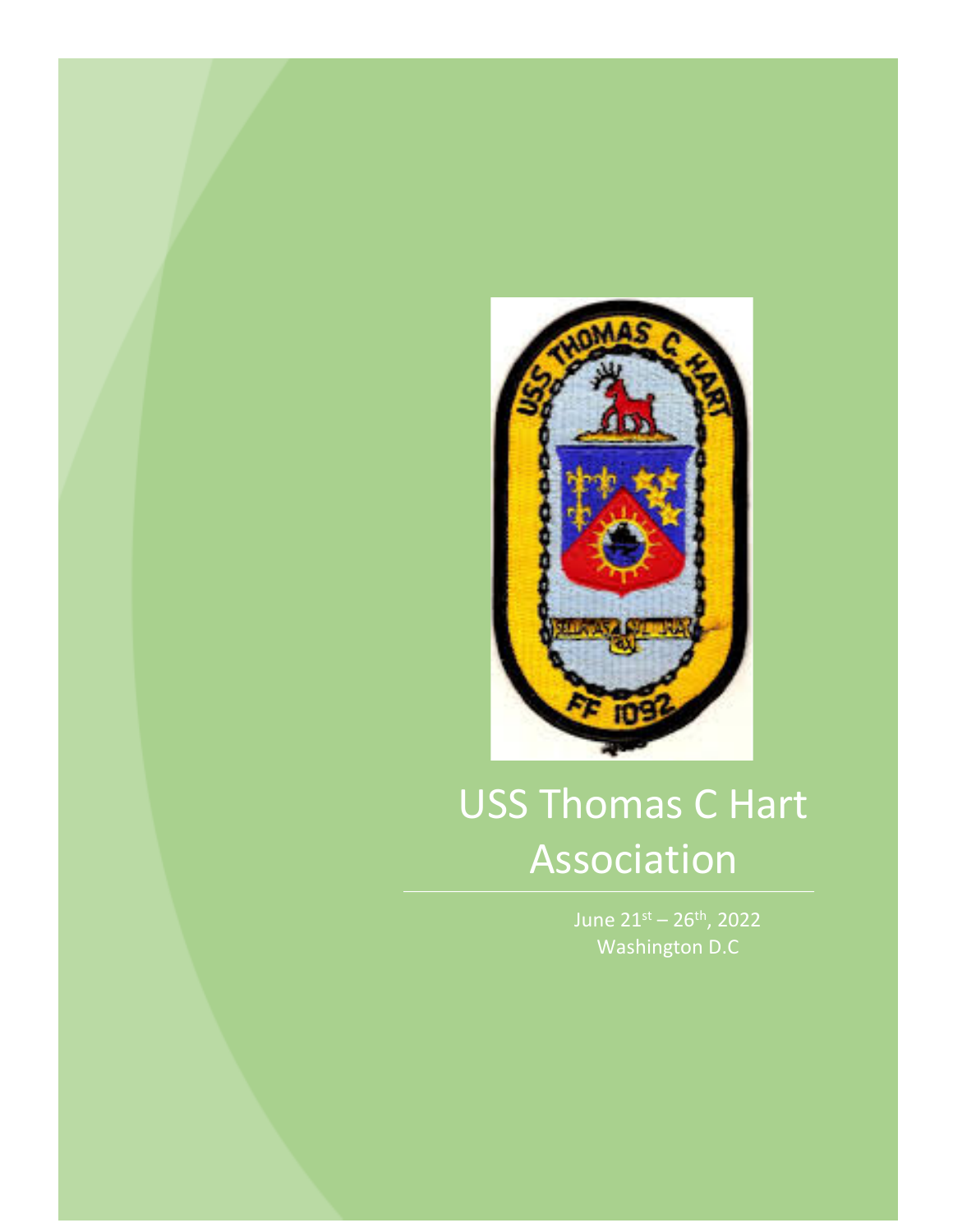# USS Thomas C Hart Association

June 21st – 26th, 2022
Washington D.C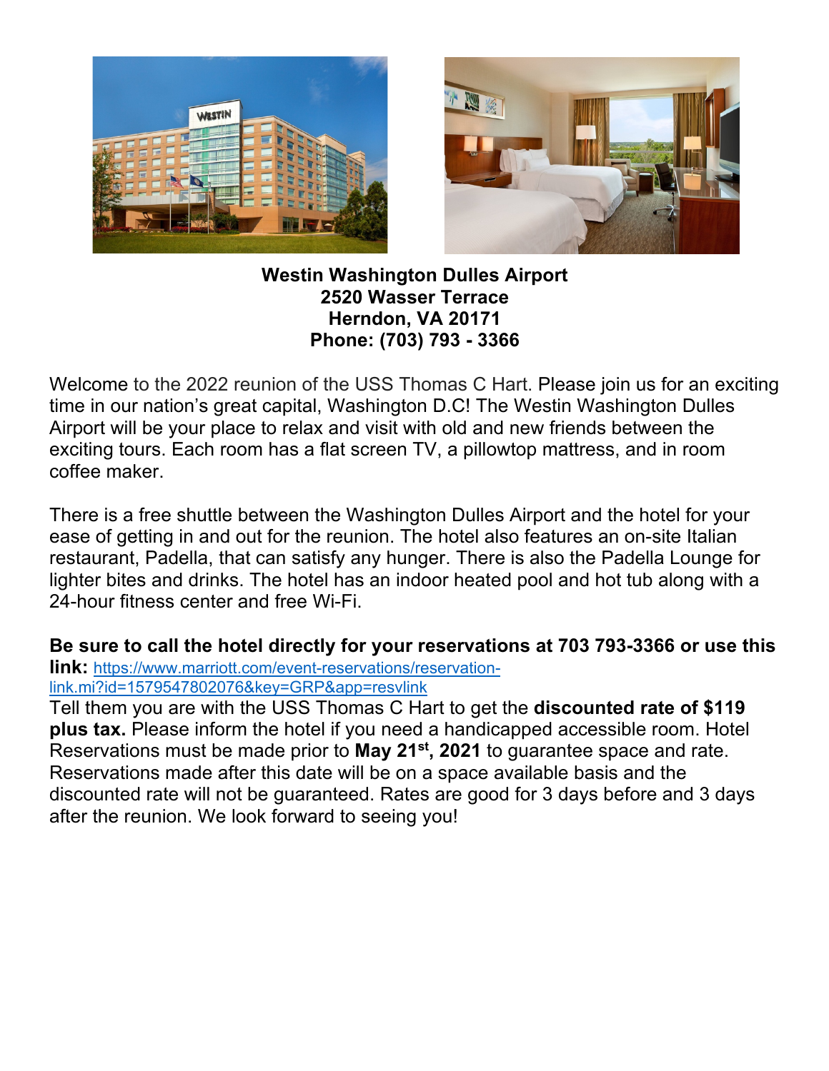**Westin Washington Dulles Airport**
**2520 Wasser Terrace**
**Herndon, VA 20171**
**Phone: (703) 793 - 3366**

Welcome to the 2022 reunion of the USS Thomas C Hart. Please join us for an exciting time in our nation's great capital, Washington D.C! The Westin Washington Dulles Airport will be your place to relax and visit with old and new friends between the exciting tours. Each room has a flat screen TV, a pillowtop mattress, and in room coffee maker.

There is a free shuttle between the Washington Dulles Airport and the hotel for your ease of getting in and out for the reunion. The hotel also features an on-site Italian restaurant, Padella, that can satisfy any hunger. There is also the Padella Lounge for lighter bites and drinks. The hotel has an indoor heated pool and hot tub along with a 24-hour fitness center and free Wi-Fi.

**Be sure to call the hotel directly for your reservations at 703 793-3366 or use this link:** https://www.marriott.com/event-reservations/reservation-link.mi?id=1579547802076&key=GRP&app=resvlink
Tell them you are with the USS Thomas C Hart to get the **discounted rate of $119 plus tax.** Please inform the hotel if you need a handicapped accessible room. Hotel Reservations must be made prior to **May 21st, 2021** to guarantee space and rate. Reservations made after this date will be on a space available basis and the discounted rate will not be guaranteed. Rates are good for 3 days before and 3 days after the reunion. We look forward to seeing you!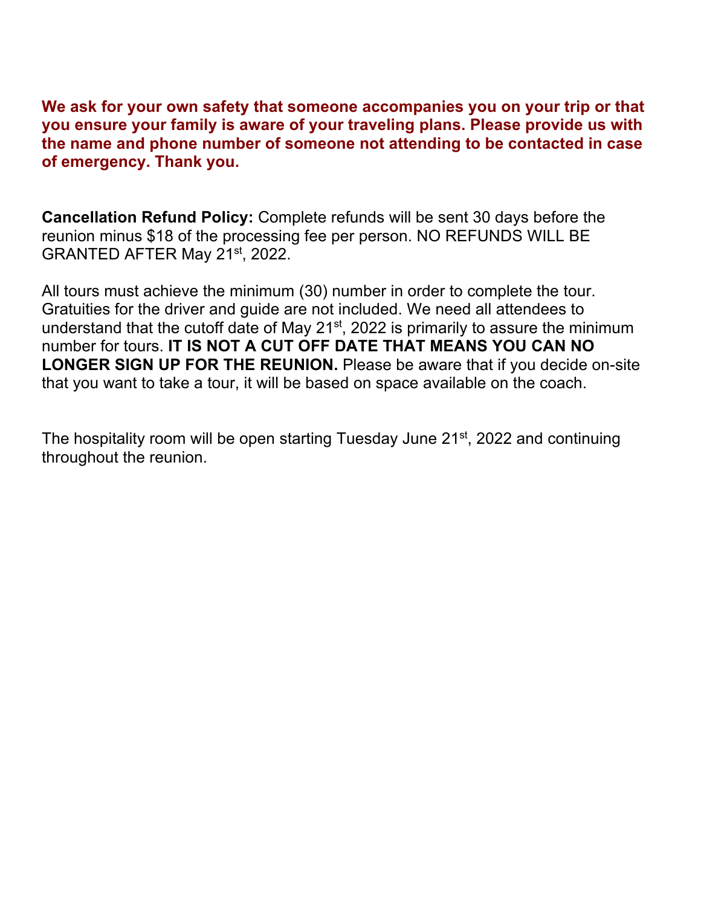**We ask for your own safety that someone accompanies you on your trip or that you ensure your family is aware of your traveling plans. Please provide us with the name and phone number of someone not attending to be contacted in case of emergency. Thank you.**

**Cancellation Refund Policy:** Complete refunds will be sent 30 days before the reunion minus $18 of the processing fee per person. NO REFUNDS WILL BE GRANTED AFTER May 21st, 2022.

All tours must achieve the minimum (30) number in order to complete the tour. Gratuities for the driver and guide are not included. We need all attendees to understand that the cutoff date of May 21st, 2022 is primarily to assure the minimum number for tours. **IT IS NOT A CUT OFF DATE THAT MEANS YOU CAN NO LONGER SIGN UP FOR THE REUNION.** Please be aware that if you decide on-site that you want to take a tour, it will be based on space available on the coach.

The hospitality room will be open starting Tuesday June 21st, 2022 and continuing throughout the reunion.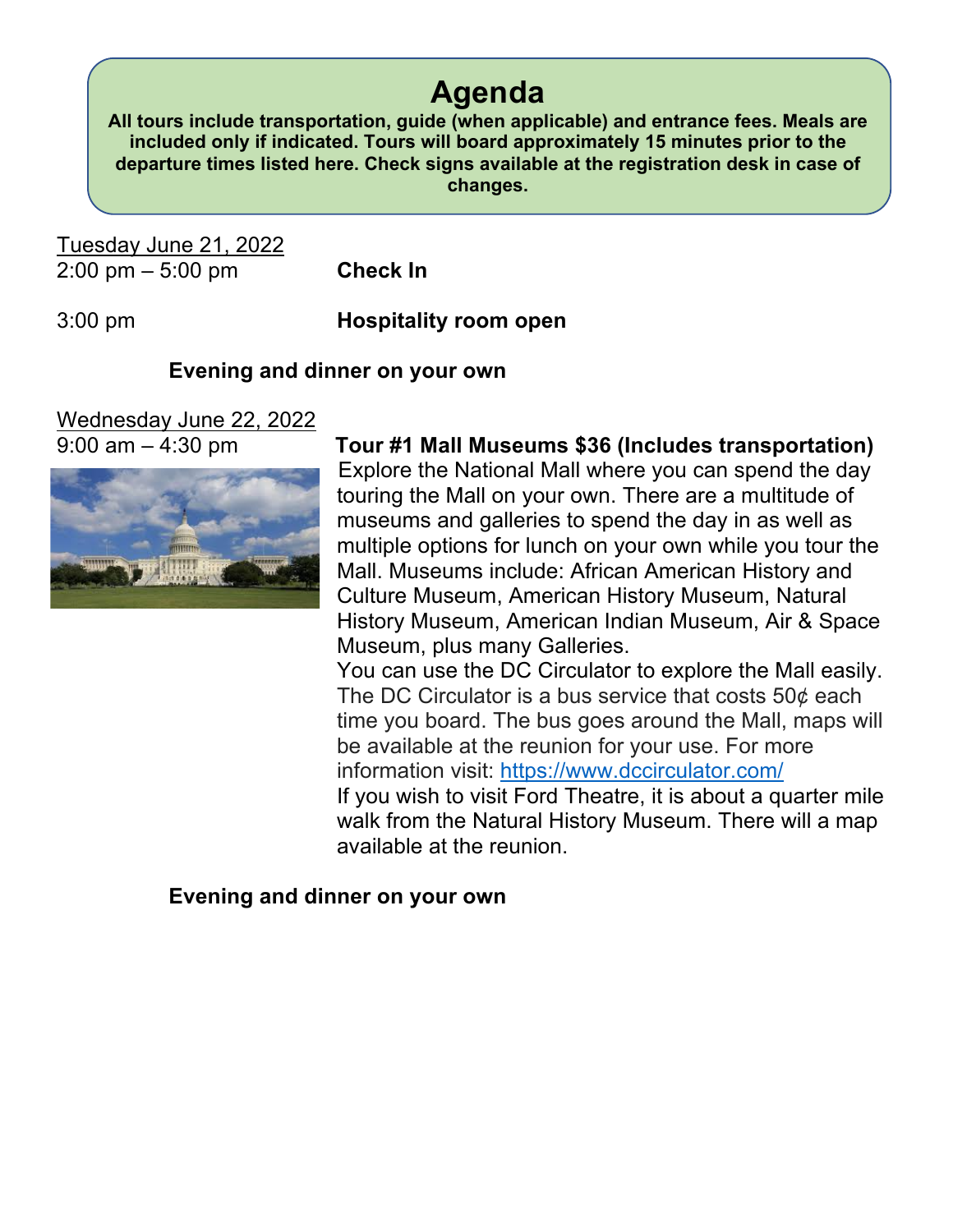# Agenda

**All tours include transportation, guide (when applicable) and entrance fees. Meals are included only if indicated. Tours will board approximately 15 minutes prior to the departure times listed here. Check signs available at the registration desk in case of changes.**

Tuesday June 21, 2022

2:00 pm – 5:00 pm **Check In**

3:00 pm **Hospitality room open**

**Evening and dinner on your own**

Wednesday June 22, 2022

9:00 am – 4:30 pm **Tour #1 Mall Museums $36 (Includes transportation)**

Explore the National Mall where you can spend the day touring the Mall on your own. There are a multitude of museums and galleries to spend the day in as well as multiple options for lunch on your own while you tour the Mall. Museums include: African American History and Culture Museum, American History Museum, Natural History Museum, American Indian Museum, Air & Space Museum, plus many Galleries.

You can use the DC Circulator to explore the Mall easily. The DC Circulator is a bus service that costs 50¢ each time you board. The bus goes around the Mall, maps will be available at the reunion for your use. For more information visit: https://www.dccirculator.com/

If you wish to visit Ford Theatre, it is about a quarter mile walk from the Natural History Museum. There will a map available at the reunion.

**Evening and dinner on your own**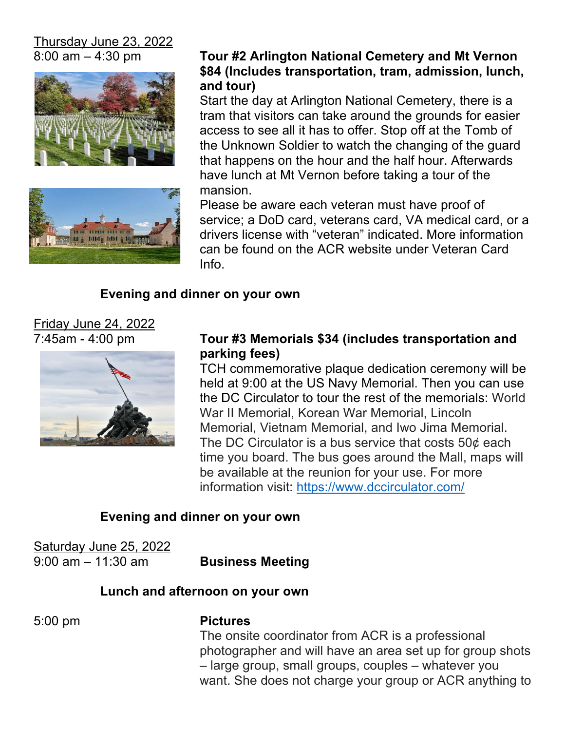Thursday June 23, 2022
8:00 am – 4:30 pm

**Tour #2 Arlington National Cemetery and Mt Vernon $84 (Includes transportation, tram, admission, lunch, and tour)**

Start the day at Arlington National Cemetery, there is a tram that visitors can take around the grounds for easier access to see all it has to offer. Stop off at the Tomb of the Unknown Soldier to watch the changing of the guard that happens on the hour and the half hour. Afterwards have lunch at Mt Vernon before taking a tour of the mansion.

Please be aware each veteran must have proof of service; a DoD card, veterans card, VA medical card, or a drivers license with "veteran" indicated. More information can be found on the ACR website under Veteran Card Info.

**Evening and dinner on your own**

Friday June 24, 2022
7:45am - 4:00 pm

**Tour #3 Memorials $34 (includes transportation and parking fees)**

TCH commemorative plaque dedication ceremony will be held at 9:00 at the US Navy Memorial. Then you can use the DC Circulator to tour the rest of the memorials: World War II Memorial, Korean War Memorial, Lincoln Memorial, Vietnam Memorial, and Iwo Jima Memorial. The DC Circulator is a bus service that costs 50¢ each time you board. The bus goes around the Mall, maps will be available at the reunion for your use. For more information visit: https://www.dccirculator.com/

**Evening and dinner on your own**

Saturday June 25, 2022
9:00 am – 11:30 am

**Business Meeting**

**Lunch and afternoon on your own**

5:00 pm

**Pictures**

The onsite coordinator from ACR is a professional photographer and will have an area set up for group shots – large group, small groups, couples – whatever you want. She does not charge your group or ACR anything to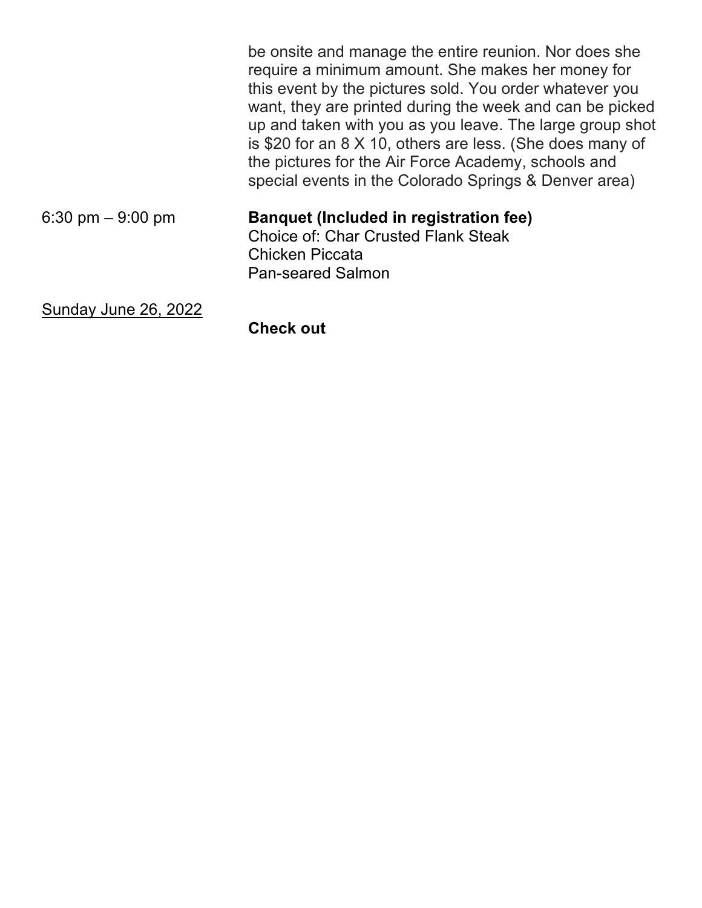be onsite and manage the entire reunion. Nor does she require a minimum amount. She makes her money for this event by the pictures sold. You order whatever you want, they are printed during the week and can be picked up and taken with you as you leave. The large group shot is $20 for an 8 X 10, others are less. (She does many of the pictures for the Air Force Academy, schools and special events in the Colorado Springs & Denver area)

6:30 pm – 9:00 pm **Banquet (Included in registration fee)**
Choice of: Char Crusted Flank Steak
Chicken Piccata
Pan-seared Salmon

<u>Sunday June 26, 2022</u>

**Check out**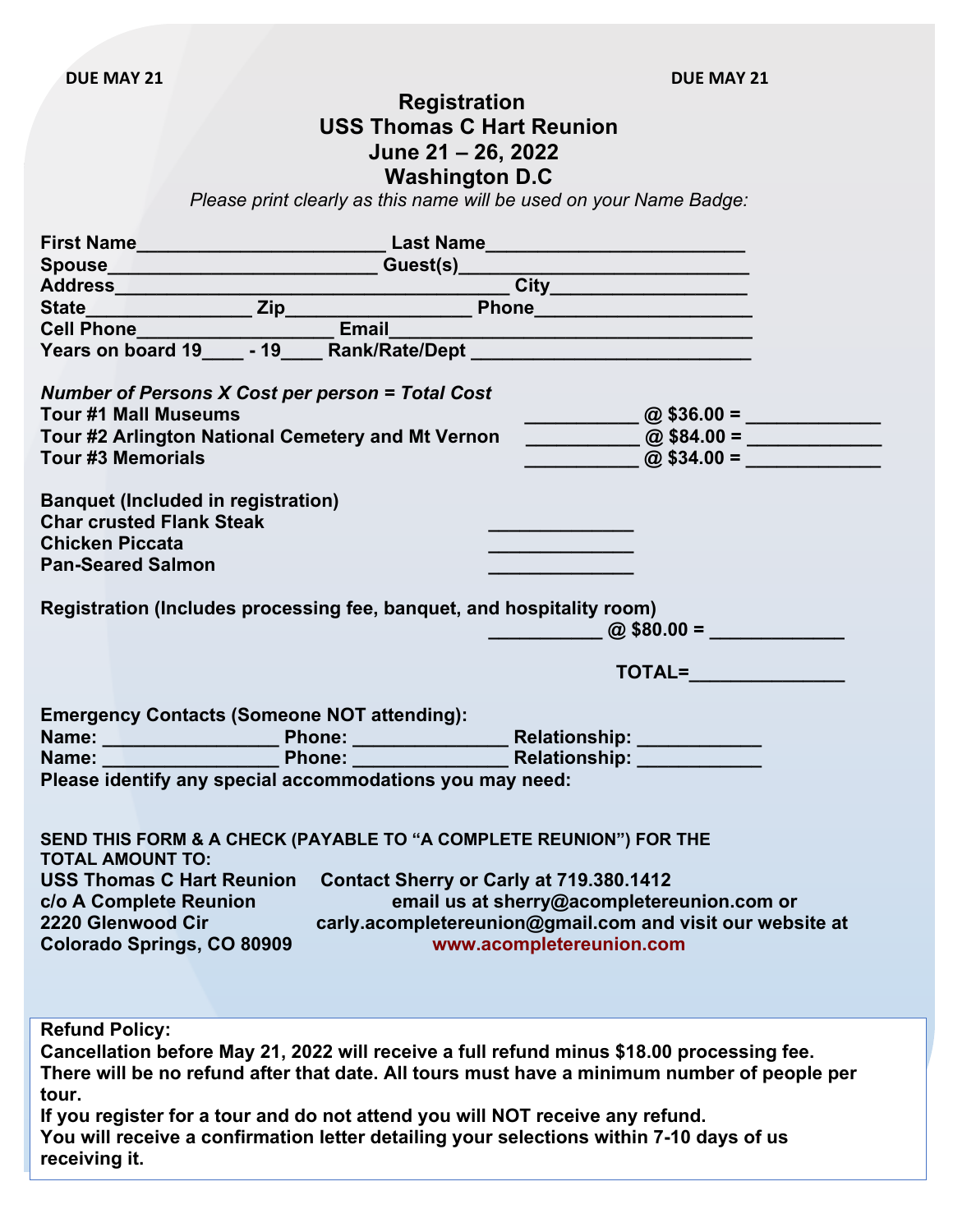**DUE MAY 21** **DUE MAY 21**

# Registration
# USS Thomas C Hart Reunion
# June 21 – 26, 2022
# Washington D.C

*Please print clearly as this name will be used on your Name Badge:*

**First Name**________________________ **Last Name**_________________________
**Spouse**__________________________ **Guest(s)**____________________________
**Address**______________________________________ **City**___________________
**State**________________ **Zip**_________________ **Phone**_____________________
**Cell Phone**___________________ **Email**___________________________________
**Years on board 19**____ **- 19**____ **Rank/Rate/Dept** ___________________________

***Number of Persons X Cost per person = Total Cost***

**Tour #1 Mall Museums** ___________ **@ $36.00 =** _____________
**Tour #2 Arlington National Cemetery and Mt Vernon** ___________ **@ $84.00 =** _____________
**Tour #3 Memorials** ___________ **@ $34.00 =** _____________

**Banquet (Included in registration)**
**Char crusted Flank Steak** ______________
**Chicken Piccata** ______________
**Pan-Seared Salmon** ______________

**Registration (Includes processing fee, banquet, and hospitality room)**
___________ **@ $80.00 =** _____________

**TOTAL=**_______________

**Emergency Contacts (Someone NOT attending):**
**Name:** _________________ **Phone:** _______________ **Relationship:** ____________
**Name:** _________________ **Phone:** _______________ **Relationship:** ____________
**Please identify any special accommodations you may need:**

**SEND THIS FORM & A CHECK (PAYABLE TO "A COMPLETE REUNION") FOR THE TOTAL AMOUNT TO:**

**USS Thomas C Hart Reunion**
**c/o A Complete Reunion**
**2220 Glenwood Cir**
**Colorado Springs, CO 80909**

**Contact Sherry or Carly at 719.380.1412**
**email us at sherry@acompletereunion.com or carly.acompletereunion@gmail.com and visit our website at www.acompletereunion.com**

**Refund Policy:**
**Cancellation before May 21, 2022 will receive a full refund minus $18.00 processing fee. There will be no refund after that date. All tours must have a minimum number of people per tour.**
**If you register for a tour and do not attend you will NOT receive any refund.**
**You will receive a confirmation letter detailing your selections within 7-10 days of us receiving it.**